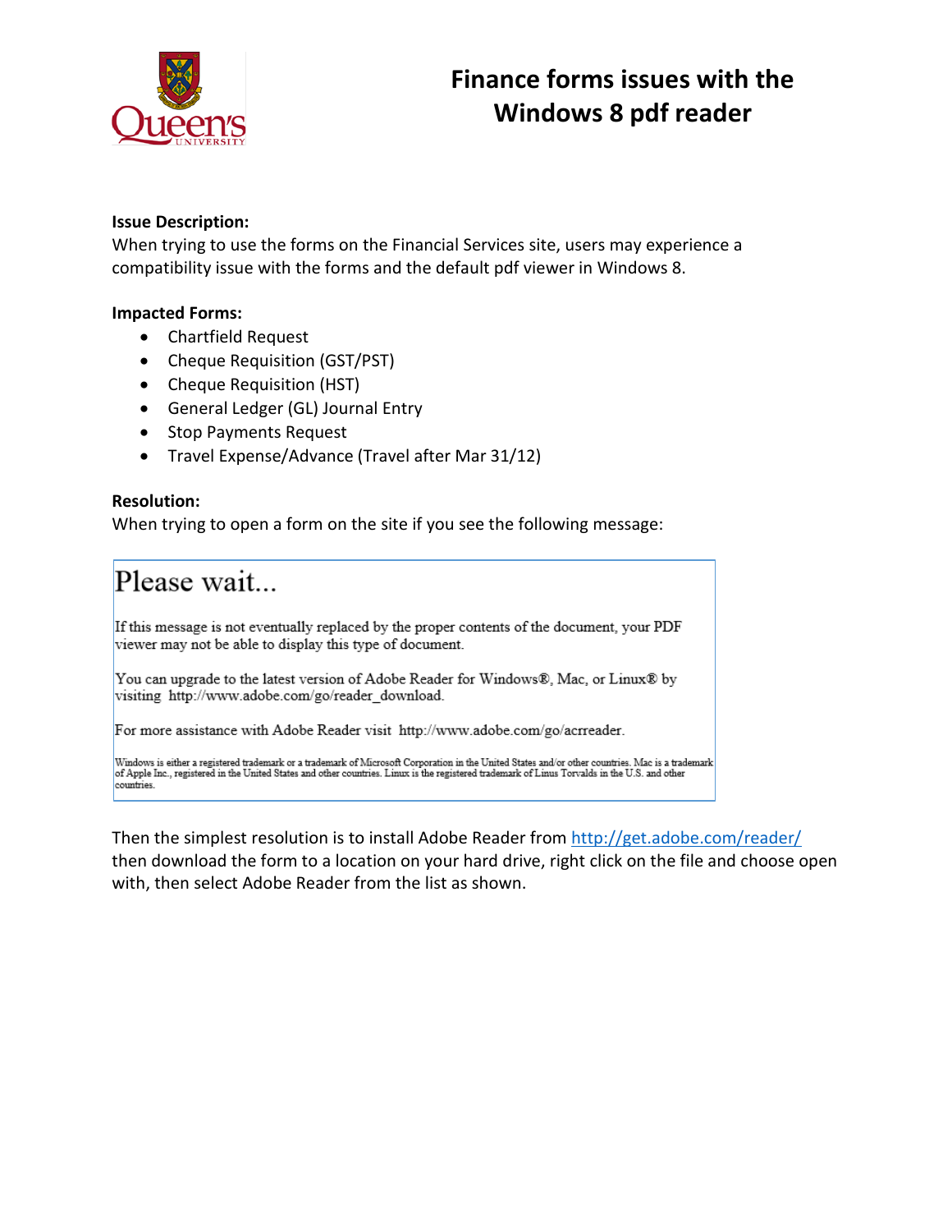# Finance forms issues with the Windows 8 pdf reader

**Issue Description:**
When trying to use the forms on the Financial Services site, users may experience a compatibility issue with the forms and the default pdf viewer in Windows 8.

**Impacted Forms:**

- Chartfield Request
- Cheque Requisition (GST/PST)
- Cheque Requisition (HST)
- General Ledger (GL) Journal Entry
- Stop Payments Request
- Travel Expense/Advance (Travel after Mar 31/12)

**Resolution:**
When trying to open a form on the site if you see the following message:

> Please wait...
>
> If this message is not eventually replaced by the proper contents of the document, your PDF viewer may not be able to display this type of document.
>
> You can upgrade to the latest version of Adobe Reader for Windows®, Mac, or Linux® by visiting http://www.adobe.com/go/reader_download.
>
> For more assistance with Adobe Reader visit http://www.adobe.com/go/acrreader.
>
> Windows is either a registered trademark or a trademark of Microsoft Corporation in the United States and/or other countries. Mac is a trademark of Apple Inc., registered in the United States and other countries. Linux is the registered trademark of Linus Torvalds in the U.S. and other countries.

Then the simplest resolution is to install Adobe Reader from http://get.adobe.com/reader/ then download the form to a location on your hard drive, right click on the file and choose open with, then select Adobe Reader from the list as shown.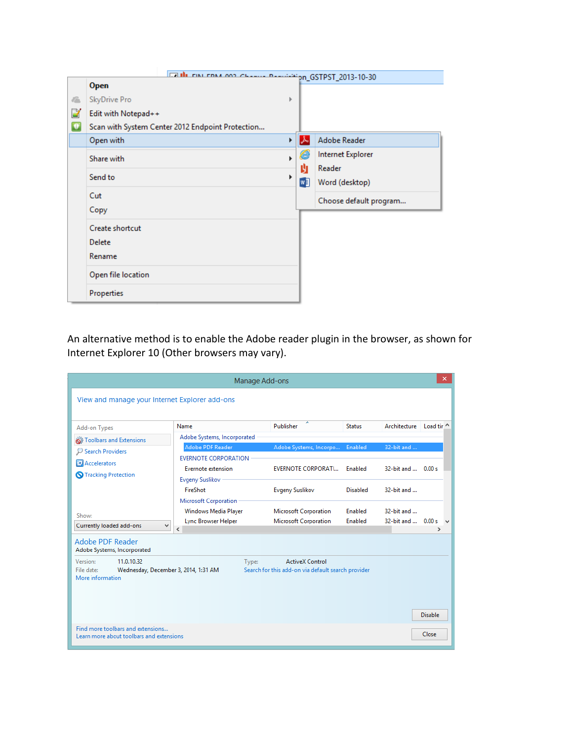An alternative method is to enable the Adobe reader plugin in the browser, as shown for Internet Explorer 10 (Other browsers may vary).